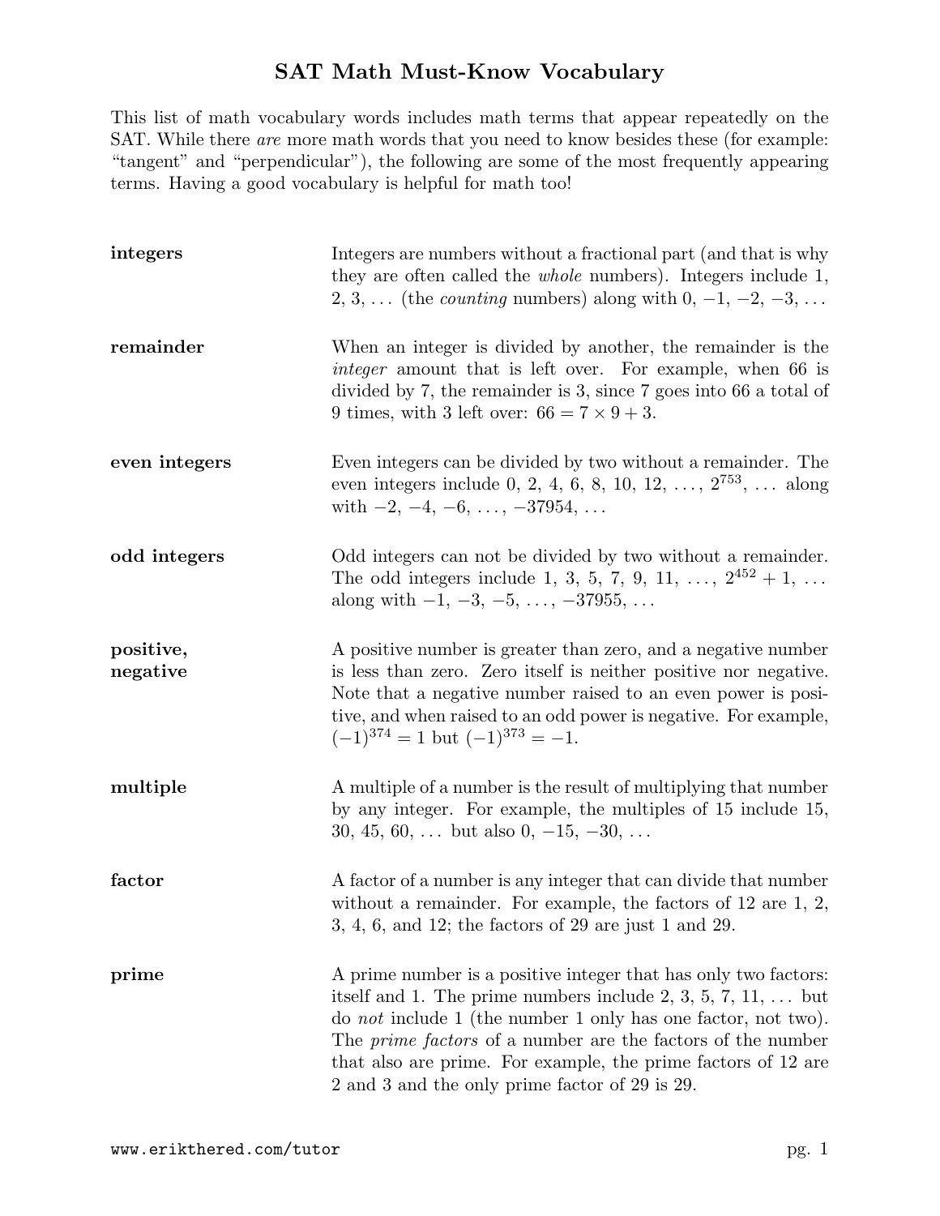# SAT Math Must-Know Vocabulary

This list of math vocabulary words includes math terms that appear repeatedly on the SAT. While there *are* more math words that you need to know besides these (for example: "tangent" and "perpendicular"), the following are some of the most frequently appearing terms. Having a good vocabulary is helpful for math too!

**integers** Integers are numbers without a fractional part (and that is why they are often called the *whole* numbers). Integers include 1, 2, 3, … (the *counting* numbers) along with 0, $-1$, $-2$, $-3$, …

**remainder** When an integer is divided by another, the remainder is the *integer* amount that is left over. For example, when 66 is divided by 7, the remainder is 3, since 7 goes into 66 a total of 9 times, with 3 left over: $66 = 7 \times 9 + 3$.

**even integers** Even integers can be divided by two without a remainder. The even integers include 0, 2, 4, 6, 8, 10, 12, …, $2^{753}$, … along with $-2$, $-4$, $-6$, …, $-37954$, …

**odd integers** Odd integers can not be divided by two without a remainder. The odd integers include 1, 3, 5, 7, 9, 11, …, $2^{452} + 1$, … along with $-1$, $-3$, $-5$, …, $-37955$, …

**positive, negative** A positive number is greater than zero, and a negative number is less than zero. Zero itself is neither positive nor negative. Note that a negative number raised to an even power is positive, and when raised to an odd power is negative. For example, $(-1)^{374} = 1$ but $(-1)^{373} = -1$.

**multiple** A multiple of a number is the result of multiplying that number by any integer. For example, the multiples of 15 include 15, 30, 45, 60, … but also 0, $-15$, $-30$, …

**factor** A factor of a number is any integer that can divide that number without a remainder. For example, the factors of 12 are 1, 2, 3, 4, 6, and 12; the factors of 29 are just 1 and 29.

**prime** A prime number is a positive integer that has only two factors: itself and 1. The prime numbers include 2, 3, 5, 7, 11, … but do *not* include 1 (the number 1 only has one factor, not two). The *prime factors* of a number are the factors of the number that also are prime. For example, the prime factors of 12 are 2 and 3 and the only prime factor of 29 is 29.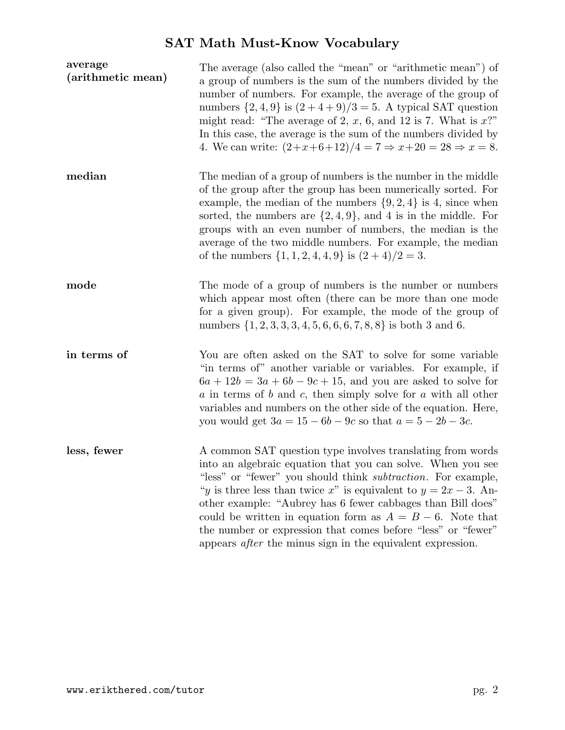# SAT Math Must-Know Vocabulary

**average (arithmetic mean)**

The average (also called the "mean" or "arithmetic mean") of a group of numbers is the sum of the numbers divided by the number of numbers. For example, the average of the group of numbers $\{2, 4, 9\}$ is $(2+4+9)/3 = 5$. A typical SAT question might read: "The average of 2, $x$, 6, and 12 is 7. What is $x$?" In this case, the average is the sum of the numbers divided by 4. We can write: $(2+x+6+12)/4 = 7 \Rightarrow x+20 = 28 \Rightarrow x = 8$.

**median**

The median of a group of numbers is the number in the middle of the group after the group has been numerically sorted. For example, the median of the numbers $\{9, 2, 4\}$ is 4, since when sorted, the numbers are $\{2, 4, 9\}$, and 4 is in the middle. For groups with an even number of numbers, the median is the average of the two middle numbers. For example, the median of the numbers $\{1, 1, 2, 4, 4, 9\}$ is $(2+4)/2 = 3$.

**mode**

The mode of a group of numbers is the number or numbers which appear most often (there can be more than one mode for a given group). For example, the mode of the group of numbers $\{1, 2, 3, 3, 3, 4, 5, 6, 6, 6, 7, 8, 8\}$ is both 3 and 6.

**in terms of**

You are often asked on the SAT to solve for some variable "in terms of" another variable or variables. For example, if $6a + 12b = 3a + 6b - 9c + 15$, and you are asked to solve for $a$ in terms of $b$ and $c$, then simply solve for $a$ with all other variables and numbers on the other side of the equation. Here, you would get $3a = 15 - 6b - 9c$ so that $a = 5 - 2b - 3c$.

**less, fewer**

A common SAT question type involves translating from words into an algebraic equation that you can solve. When you see "less" or "fewer" you should think *subtraction*. For example, "$y$ is three less than twice $x$" is equivalent to $y = 2x - 3$. Another example: "Aubrey has 6 fewer cabbages than Bill does" could be written in equation form as $A = B - 6$. Note that the number or expression that comes before "less" or "fewer" appears *after* the minus sign in the equivalent expression.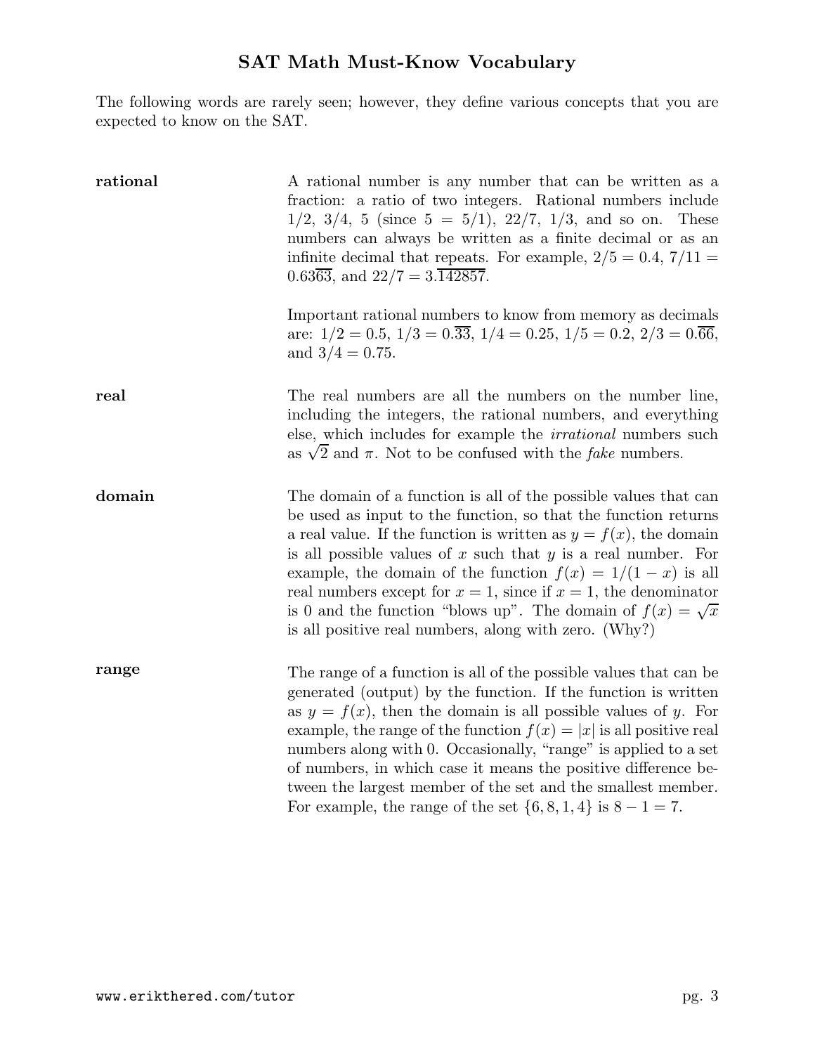# SAT Math Must-Know Vocabulary

The following words are rarely seen; however, they define various concepts that you are expected to know on the SAT.

**rational**

A rational number is any number that can be written as a fraction: a ratio of two integers. Rational numbers include $1/2$, $3/4$, $5$ (since $5 = 5/1$), $22/7$, $1/3$, and so on. These numbers can always be written as a finite decimal or as an infinite decimal that repeats. For example, $2/5 = 0.4$, $7/11 = 0.63\overline{63}$, and $22/7 = 3.\overline{142857}$.

Important rational numbers to know from memory as decimals are: $1/2 = 0.5$, $1/3 = 0.\overline{33}$, $1/4 = 0.25$, $1/5 = 0.2$, $2/3 = 0.\overline{66}$, and $3/4 = 0.75$.

**real**

The real numbers are all the numbers on the number line, including the integers, the rational numbers, and everything else, which includes for example the *irrational* numbers such as $\sqrt{2}$ and $\pi$. Not to be confused with the *fake* numbers.

**domain**

The domain of a function is all of the possible values that can be used as input to the function, so that the function returns a real value. If the function is written as $y = f(x)$, the domain is all possible values of $x$ such that $y$ is a real number. For example, the domain of the function $f(x) = 1/(1-x)$ is all real numbers except for $x = 1$, since if $x = 1$, the denominator is 0 and the function "blows up". The domain of $f(x) = \sqrt{x}$ is all positive real numbers, along with zero. (Why?)

**range**

The range of a function is all of the possible values that can be generated (output) by the function. If the function is written as $y = f(x)$, then the domain is all possible values of $y$. For example, the range of the function $f(x) = |x|$ is all positive real numbers along with 0. Occasionally, "range" is applied to a set of numbers, in which case it means the positive difference between the largest member of the set and the smallest member. For example, the range of the set $\{6, 8, 1, 4\}$ is $8 - 1 = 7$.